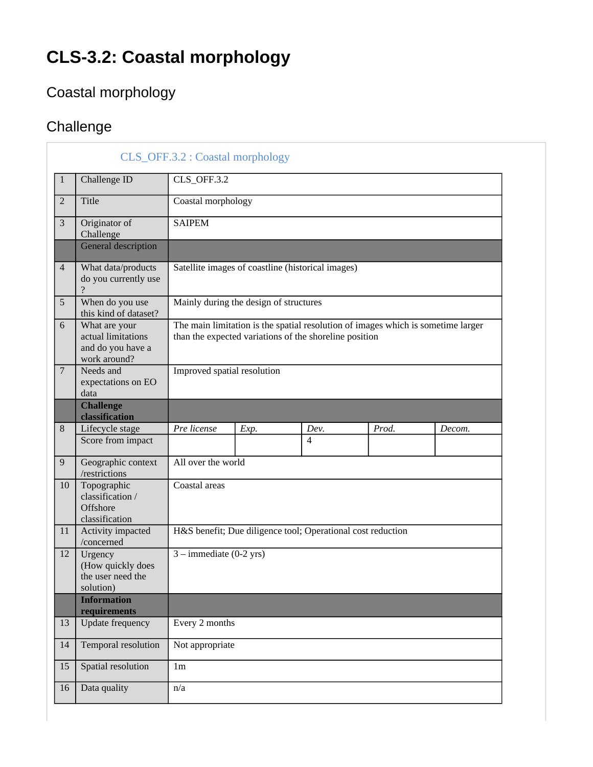# CLS-3.2: Coastal morphology

## Coastal morphology

## Challenge

CLS_OFF.3.2 : Coastal morphology

| | | | | | | |
|---|---|---|---|---|---|---|
| 1 | Challenge ID | CLS_OFF.3.2 | | | | |
| 2 | Title | Coastal morphology | | | | |
| 3 | Originator of Challenge | SAIPEM | | | | |
| | General description | | | | | |
| 4 | What data/products do you currently use ? | Satellite images of coastline (historical images) | | | | |
| 5 | When do you use this kind of dataset? | Mainly during the design of structures | | | | |
| 6 | What are your actual limitations and do you have a work around? | The main limitation is the spatial resolution of images which is sometime larger than the expected variations of the shoreline position | | | | |
| 7 | Needs and expectations on EO data | Improved spatial resolution | | | | |
| | **Challenge classification** | | | | | |
| 8 | Lifecycle stage | *Pre license* | *Exp.* | *Dev.* | *Prod.* | *Decom.* |
| | Score from impact | | | 4 | | |
| 9 | Geographic context /restrictions | All over the world | | | | |
| 10 | Topographic classification / Offshore classification | Coastal areas | | | | |
| 11 | Activity impacted /concerned | H&S benefit; Due diligence tool; Operational cost reduction | | | | |
| 12 | Urgency (How quickly does the user need the solution) | 3 – immediate (0-2 yrs) | | | | |
| | **Information requirements** | | | | | |
| 13 | Update frequency | Every 2 months | | | | |
| 14 | Temporal resolution | Not appropriate | | | | |
| 15 | Spatial resolution | 1m | | | | |
| 16 | Data quality | n/a | | | | |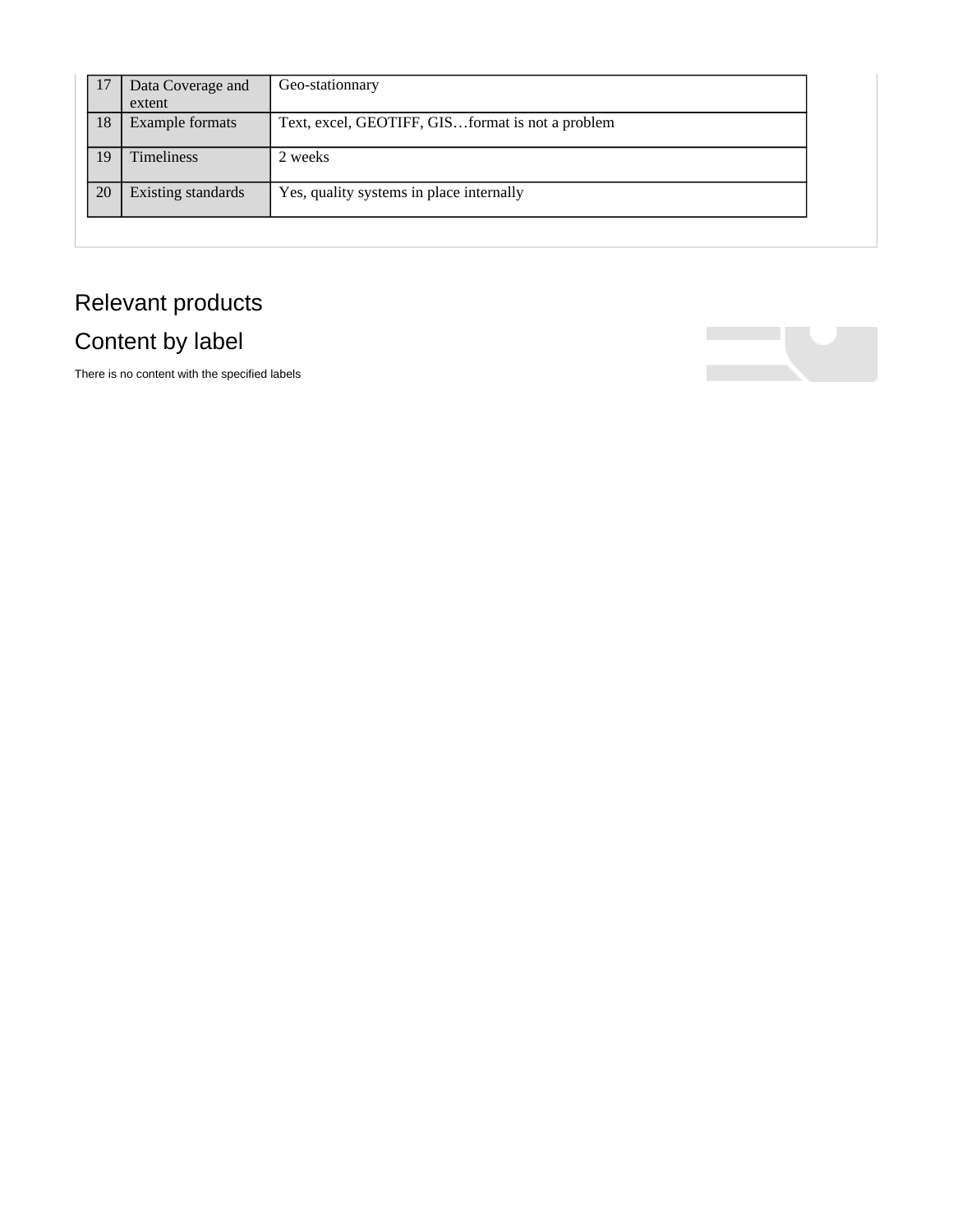| | | |
|---|---|---|
| 17 | Data Coverage and extent | Geo-stationnary |
| 18 | Example formats | Text, excel, GEOTIFF, GIS…format is not a problem |
| 19 | Timeliness | 2 weeks |
| 20 | Existing standards | Yes, quality systems in place internally |

## Relevant products

## Content by label

There is no content with the specified labels